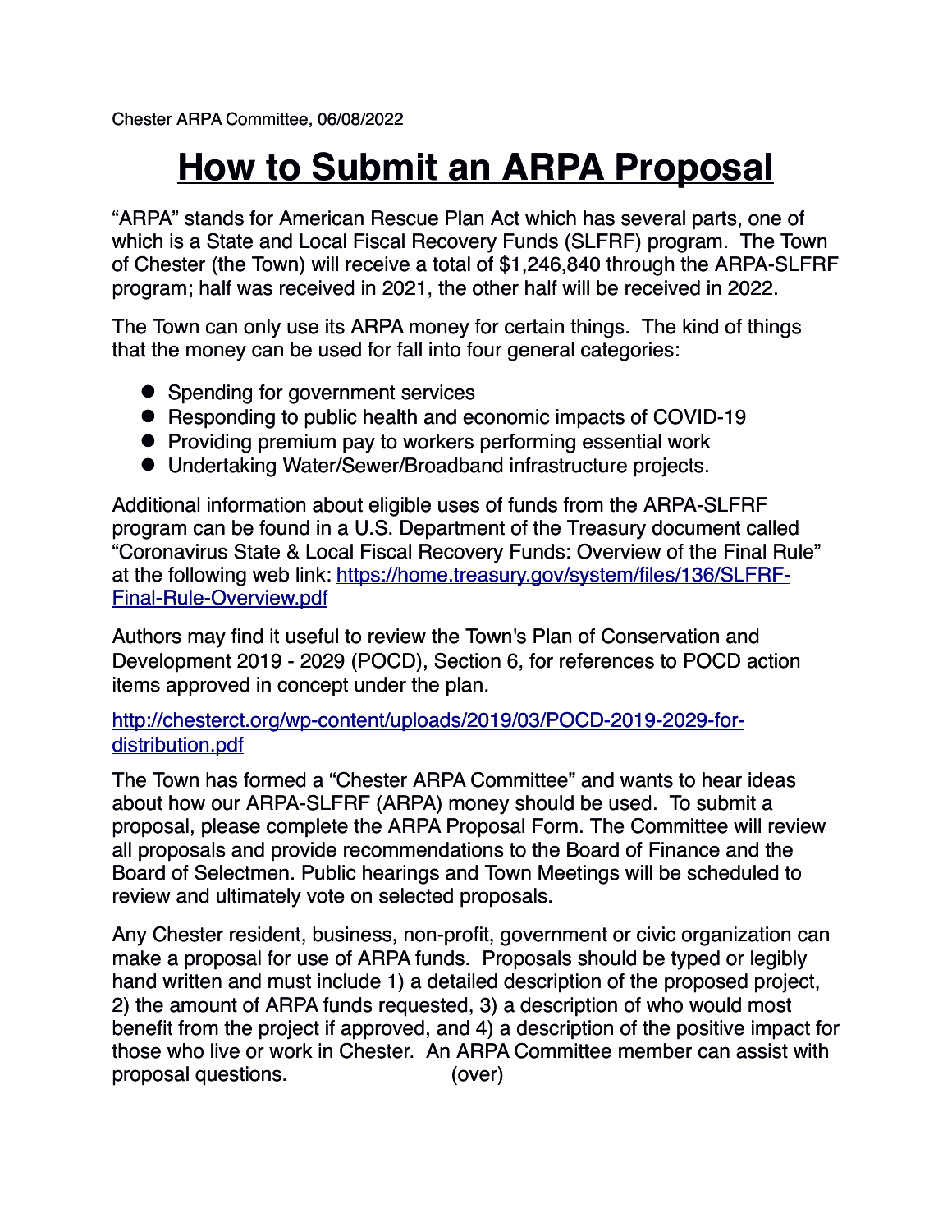Chester ARPA Committee, 06/08/2022

# How to Submit an ARPA Proposal

"ARPA" stands for American Rescue Plan Act which has several parts, one of which is a State and Local Fiscal Recovery Funds (SLFRF) program. The Town of Chester (the Town) will receive a total of $1,246,840 through the ARPA-SLFRF program; half was received in 2021, the other half will be received in 2022.

The Town can only use its ARPA money for certain things. The kind of things that the money can be used for fall into four general categories:

- Spending for government services
- Responding to public health and economic impacts of COVID-19
- Providing premium pay to workers performing essential work
- Undertaking Water/Sewer/Broadband infrastructure projects.

Additional information about eligible uses of funds from the ARPA-SLFRF program can be found in a U.S. Department of the Treasury document called "Coronavirus State & Local Fiscal Recovery Funds: Overview of the Final Rule" at the following web link: [https://home.treasury.gov/system/files/136/SLFRF-Final-Rule-Overview.pdf](https://home.treasury.gov/system/files/136/SLFRF-Final-Rule-Overview.pdf)

Authors may find it useful to review the Town's Plan of Conservation and Development 2019 - 2029 (POCD), Section 6, for references to POCD action items approved in concept under the plan.

[http://chesterct.org/wp-content/uploads/2019/03/POCD-2019-2029-for-distribution.pdf](http://chesterct.org/wp-content/uploads/2019/03/POCD-2019-2029-for-distribution.pdf)

The Town has formed a "Chester ARPA Committee" and wants to hear ideas about how our ARPA-SLFRF (ARPA) money should be used. To submit a proposal, please complete the ARPA Proposal Form. The Committee will review all proposals and provide recommendations to the Board of Finance and the Board of Selectmen. Public hearings and Town Meetings will be scheduled to review and ultimately vote on selected proposals.

Any Chester resident, business, non-profit, government or civic organization can make a proposal for use of ARPA funds. Proposals should be typed or legibly hand written and must include 1) a detailed description of the proposed project, 2) the amount of ARPA funds requested, 3) a description of who would most benefit from the project if approved, and 4) a description of the positive impact for those who live or work in Chester. An ARPA Committee member can assist with proposal questions. (over)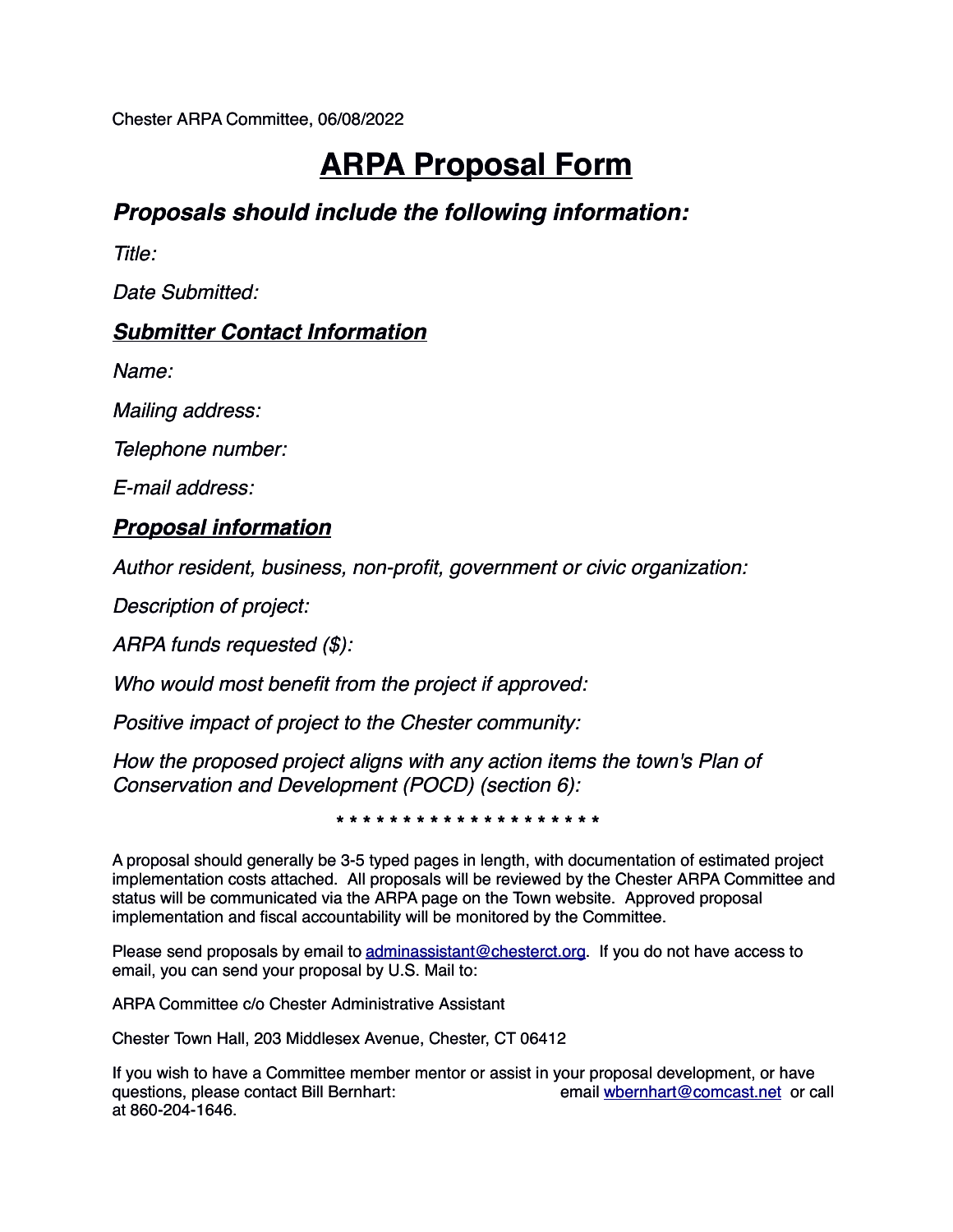Chester ARPA Committee, 06/08/2022

# ARPA Proposal Form

## *Proposals should include the following information:*

*Title:*

*Date Submitted:*

### ***Submitter Contact Information***

*Name:*

*Mailing address:*

*Telephone number:*

*E-mail address:*

### ***Proposal information***

*Author resident, business, non-profit, government or civic organization:*

*Description of project:*

*ARPA funds requested ($):*

*Who would most benefit from the project if approved:*

*Positive impact of project to the Chester community:*

*How the proposed project aligns with any action items the town's Plan of Conservation and Development (POCD) (section 6):*

* * * * * * * * * * * * * * * * * * * * *

A proposal should generally be 3-5 typed pages in length, with documentation of estimated project implementation costs attached. All proposals will be reviewed by the Chester ARPA Committee and status will be communicated via the ARPA page on the Town website. Approved proposal implementation and fiscal accountability will be monitored by the Committee.

Please send proposals by email to adminassistant@chesterct.org. If you do not have access to email, you can send your proposal by U.S. Mail to:

ARPA Committee c/o Chester Administrative Assistant

Chester Town Hall, 203 Middlesex Avenue, Chester, CT 06412

If you wish to have a Committee member mentor or assist in your proposal development, or have questions, please contact Bill Bernhart: email wbernhart@comcast.net or call at 860-204-1646.